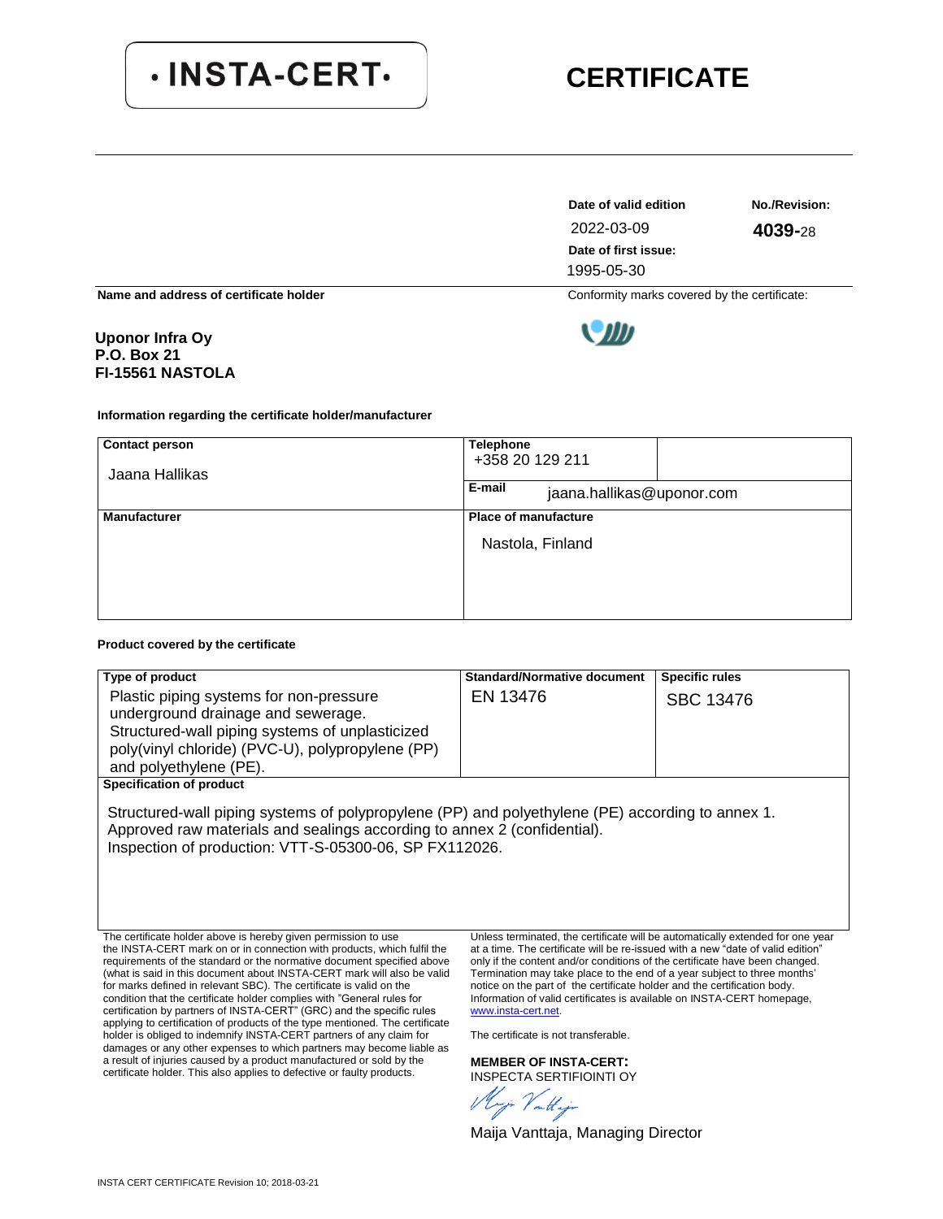# · INSTA-CERT·

# CERTIFICATE

| Date of valid edition | No./Revision: |
|---|---|
| 2022-03-09 | **4039-**28 |
| **Date of first issue:** | |
| 1995-05-30 | |

**Name and address of certificate holder**

**Uponor Infra Oy**
**P.O. Box 21**
**FI-15561 NASTOLA**

Conformity marks covered by the certificate:

**Information regarding the certificate holder/manufacturer**

| Contact person | Telephone | |
|---|---|---|
| Jaana Hallikas | +358 20 129 211 | |
| | **E-mail** jaana.hallikas@uponor.com | |
| **Manufacturer** | **Place of manufacture** | |
| | Nastola, Finland | |

**Product covered by the certificate**

| Type of product | Standard/Normative document | Specific rules |
|---|---|---|
| Plastic piping systems for non-pressure underground drainage and sewerage. Structured-wall piping systems of unplasticized poly(vinyl chloride) (PVC-U), polypropylene (PP) and polyethylene (PE). | EN 13476 | SBC 13476 |

**Specification of product**

Structured-wall piping systems of polypropylene (PP) and polyethylene (PE) according to annex 1.
Approved raw materials and sealings according to annex 2 (confidential).
Inspection of production: VTT-S-05300-06, SP FX112026.

The certificate holder above is hereby given permission to use the INSTA-CERT mark on or in connection with products, which fulfil the requirements of the standard or the normative document specified above (what is said in this document about INSTA-CERT mark will also be valid for marks defined in relevant SBC). The certificate is valid on the condition that the certificate holder complies with "General rules for certification by partners of INSTA-CERT" (GRC) and the specific rules applying to certification of products of the type mentioned. The certificate holder is obliged to indemnify INSTA-CERT partners of any claim for damages or any other expenses to which partners may become liable as a result of injuries caused by a product manufactured or sold by the certificate holder. This also applies to defective or faulty products.

Unless terminated, the certificate will be automatically extended for one year at a time. The certificate will be re-issued with a new "date of valid edition" only if the content and/or conditions of the certificate have been changed. Termination may take place to the end of a year subject to three months' notice on the part of the certificate holder and the certification body. Information of valid certificates is available on INSTA-CERT homepage, www.insta-cert.net.

The certificate is not transferable.

**MEMBER OF INSTA-CERT:**
INSPECTA SERTIFIOINTI OY

Maija Vanttaja, Managing Director

INSTA CERT CERTIFICATE Revision 10; 2018-03-21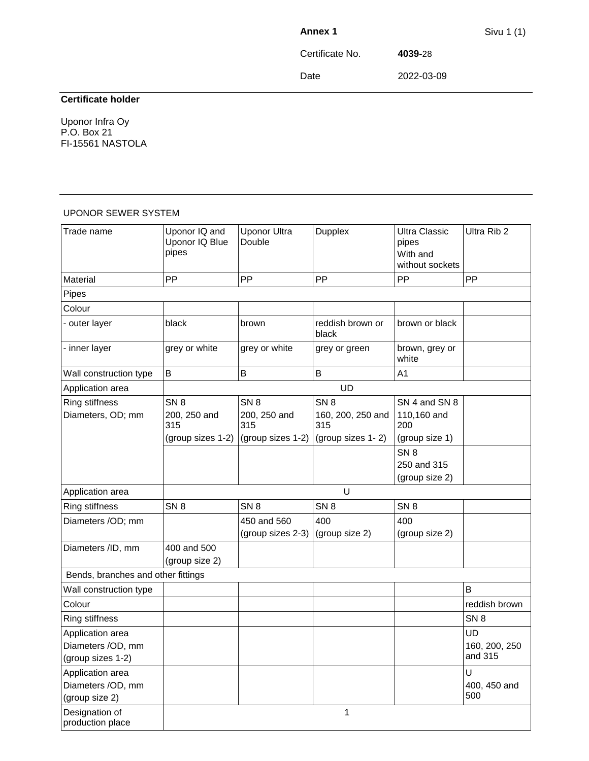**Annex 1**

Sivu 1 (1)

Certificate No. **4039-**28

Date 2022-03-09

**Certificate holder**

Uponor Infra Oy
P.O. Box 21
FI-15561 NASTOLA

UPONOR SEWER SYSTEM

| Trade name | Uponor IQ and Uponor IQ Blue pipes | Uponor Ultra Double | Dupplex | Ultra Classic pipes With and without sockets | Ultra Rib 2 |
|---|---|---|---|---|---|
| Material | PP | PP | PP | PP | PP |
| Pipes | | | | | |
| Colour | | | | | |
| - outer layer | black | brown | reddish brown or black | brown or black | |
| - inner layer | grey or white | grey or white | grey or green | brown, grey or white | |
| Wall construction type | B | B | B | A1 | |
| Application area | UD | | | | |
| Ring stiffness<br>Diameters, OD; mm | SN 8<br>200, 250 and 315<br>(group sizes 1-2) | SN 8<br>200, 250 and 315<br>(group sizes 1-2) | SN 8<br>160, 200, 250 and 315<br>(group sizes 1- 2) | SN 4 and SN 8<br>110,160 and 200<br>(group size 1) | |
| | | | | SN 8<br>250 and 315<br>(group size 2) | |
| Application area | U | | | | |
| Ring stiffness | SN 8 | SN 8 | SN 8 | SN 8 | |
| Diameters /OD; mm | | 450 and 560<br>(group sizes 2-3) | 400<br>(group size 2) | 400<br>(group size 2) | |
| Diameters /ID, mm | 400 and 500<br>(group size 2) | | | | |
| Bends, branches and other fittings | | | | | |
| Wall construction type | | | | | B |
| Colour | | | | | reddish brown |
| Ring stiffness | | | | | SN 8 |
| Application area<br>Diameters /OD, mm<br>(group sizes 1-2) | | | | | UD<br>160, 200, 250 and 315 |
| Application area<br>Diameters /OD, mm<br>(group size 2) | | | | | U<br>400, 450 and 500 |
| Designation of production place | 1 | | | | |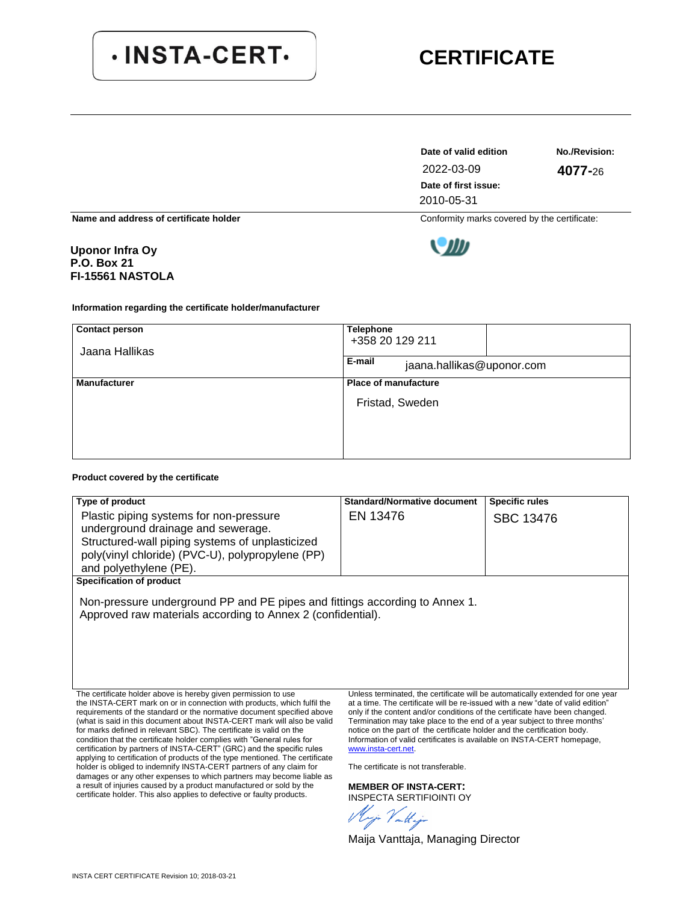**· INSTA-CERT·**

# CERTIFICATE

| Date of valid edition | No./Revision: |
|---|---|
| 2022-03-09 | **4077-**26 |
| **Date of first issue:** | |
| 2010-05-31 | |

**Name and address of certificate holder**

**Uponor Infra Oy**
**P.O. Box 21**
**FI-15561 NASTOLA**

Conformity marks covered by the certificate:

**Information regarding the certificate holder/manufacturer**

| Contact person | Telephone | |
|---|---|---|
| Jaana Hallikas | +358 20 129 211 | |
| | E-mail | jaana.hallikas@uponor.com |
| **Manufacturer** | **Place of manufacture** | |
| | Fristad, Sweden | |

**Product covered by the certificate**

| Type of product | Standard/Normative document | Specific rules |
|---|---|---|
| Plastic piping systems for non-pressure underground drainage and sewerage. Structured-wall piping systems of unplasticized poly(vinyl chloride) (PVC-U), polypropylene (PP) and polyethylene (PE). | EN 13476 | SBC 13476 |

**Specification of product**

Non-pressure underground PP and PE pipes and fittings according to Annex 1.
Approved raw materials according to Annex 2 (confidential).

The certificate holder above is hereby given permission to use the INSTA-CERT mark on or in connection with products, which fulfil the requirements of the standard or the normative document specified above (what is said in this document about INSTA-CERT mark will also be valid for marks defined in relevant SBC). The certificate is valid on the condition that the certificate holder complies with "General rules for certification by partners of INSTA-CERT" (GRC) and the specific rules applying to certification of products of the type mentioned. The certificate holder is obliged to indemnify INSTA-CERT partners of any claim for damages or any other expenses to which partners may become liable as a result of injuries caused by a product manufactured or sold by the certificate holder. This also applies to defective or faulty products.

Unless terminated, the certificate will be automatically extended for one year at a time. The certificate will be re-issued with a new "date of valid edition" only if the content and/or conditions of the certificate have been changed. Termination may take place to the end of a year subject to three months' notice on the part of the certificate holder and the certification body. Information of valid certificates is available on INSTA-CERT homepage, www.insta-cert.net.

The certificate is not transferable.

**MEMBER OF INSTA-CERT:**
INSPECTA SERTIFIOINTI OY

Maija Vanttaja, Managing Director

INSTA CERT CERTIFICATE Revision 10; 2018-03-21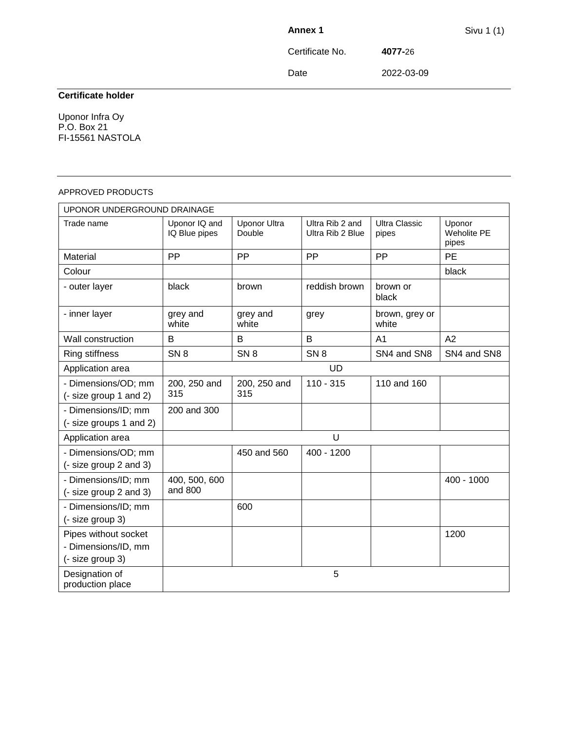**Annex 1**

Sivu 1 (1)

Certificate No. **4077-**26

Date 2022-03-09

**Certificate holder**

Uponor Infra Oy
P.O. Box 21
FI-15561 NASTOLA

APPROVED PRODUCTS

| UPONOR UNDERGROUND DRAINAGE | | | | | |
|---|---|---|---|---|---|
| Trade name | Uponor IQ and IQ Blue pipes | Uponor Ultra Double | Ultra Rib 2 and Ultra Rib 2 Blue | Ultra Classic pipes | Uponor Weholite PE pipes |
| Material | PP | PP | PP | PP | PE |
| Colour | | | | | black |
| - outer layer | black | brown | reddish brown | brown or black | |
| - inner layer | grey and white | grey and white | grey | brown, grey or white | |
| Wall construction | B | B | B | A1 | A2 |
| Ring stiffness | SN 8 | SN 8 | SN 8 | SN4 and SN8 | SN4 and SN8 |
| Application area | UD | | | | |
| - Dimensions/OD; mm (- size group 1 and 2) | 200, 250 and 315 | 200, 250 and 315 | 110 - 315 | 110 and 160 | |
| - Dimensions/ID; mm (- size groups 1 and 2) | 200 and 300 | | | | |
| Application area | U | | | | |
| - Dimensions/OD; mm (- size group 2 and 3) | | 450 and 560 | 400 - 1200 | | |
| - Dimensions/ID; mm (- size group 2 and 3) | 400, 500, 600 and 800 | | | | 400 - 1000 |
| - Dimensions/ID; mm (- size group 3) | | 600 | | | |
| Pipes without socket - Dimensions/ID, mm (- size group 3) | | | | | 1200 |
| Designation of production place | 5 | | | | |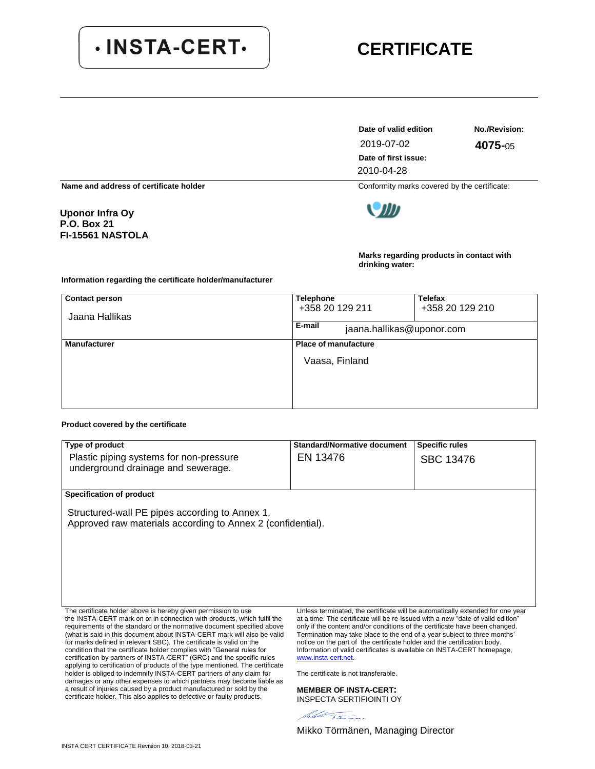**· INSTA-CERT ·**

# CERTIFICATE

| Date of valid edition | No./Revision: |
|---|---|
| 2019-07-02 | **4075-**05 |
| **Date of first issue:** | |
| 2010-04-28 | |

**Name and address of certificate holder**

**Uponor Infra Oy**
**P.O. Box 21**
**FI-15561 NASTOLA**

Conformity marks covered by the certificate:

**Marks regarding products in contact with drinking water:**

**Information regarding the certificate holder/manufacturer**

| **Contact person** | **Telephone** | **Telefax** |
|---|---|---|
| Jaana Hallikas | +358 20 129 211 | +358 20 129 210 |
| | **E-mail** jaana.hallikas@uponor.com | |
| **Manufacturer** | **Place of manufacture** | |
| | Vaasa, Finland | |

**Product covered by the certificate**

| **Type of product** | **Standard/Normative document** | **Specific rules** |
|---|---|---|
| Plastic piping systems for non-pressure underground drainage and sewerage. | EN 13476 | SBC 13476 |

**Specification of product**

Structured-wall PE pipes according to Annex 1.
Approved raw materials according to Annex 2 (confidential).

The certificate holder above is hereby given permission to use the INSTA-CERT mark on or in connection with products, which fulfil the requirements of the standard or the normative document specified above (what is said in this document about INSTA-CERT mark will also be valid for marks defined in relevant SBC). The certificate is valid on the condition that the certificate holder complies with "General rules for certification by partners of INSTA-CERT" (GRC) and the specific rules applying to certification of products of the type mentioned. The certificate holder is obliged to indemnify INSTA-CERT partners of any claim for damages or any other expenses to which partners may become liable as a result of injuries caused by a product manufactured or sold by the certificate holder. This also applies to defective or faulty products.

Unless terminated, the certificate will be automatically extended for one year at a time. The certificate will be re-issued with a new "date of valid edition" only if the content and/or conditions of the certificate have been changed. Termination may take place to the end of a year subject to three months' notice on the part of the certificate holder and the certification body. Information of valid certificates is available on INSTA-CERT homepage, www.insta-cert.net.

The certificate is not transferable.

**MEMBER OF INSTA-CERT:**
INSPECTA SERTIFIOINTI OY

Mikko Törmänen, Managing Director

INSTA CERT CERTIFICATE Revision 10; 2018-03-21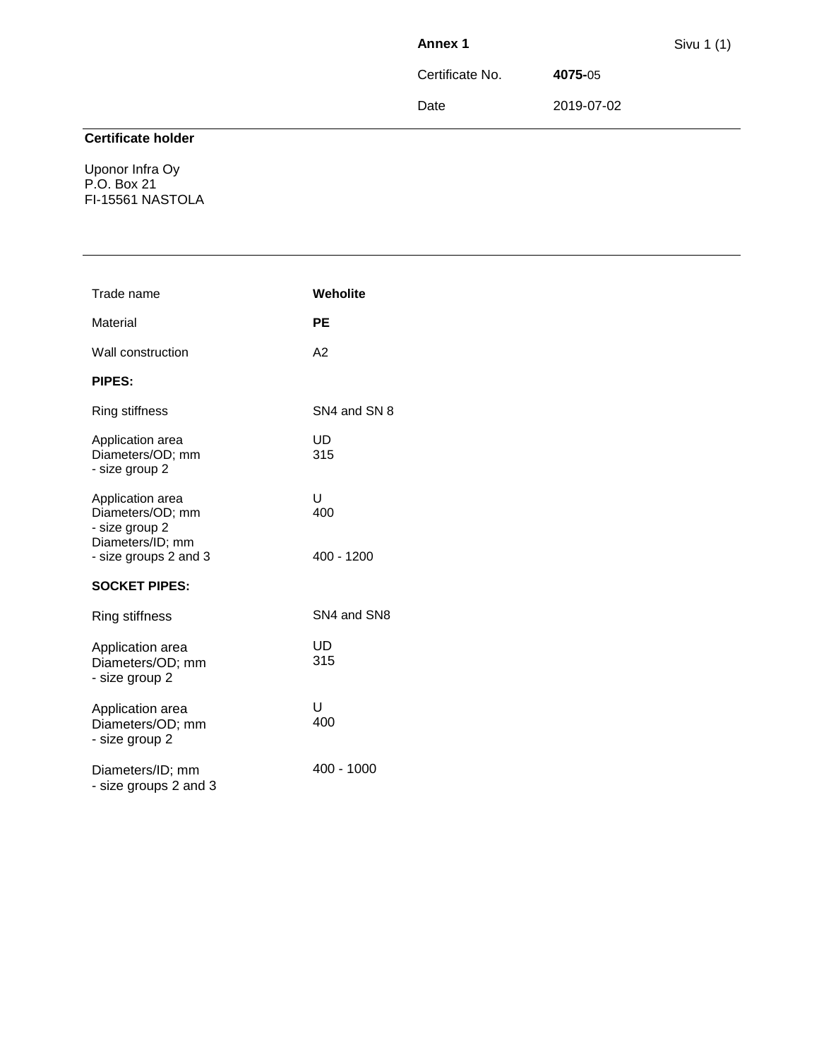**Annex 1**

| | |
|---|---|
| Certificate No. | **4075-**05 |
| Date | 2019-07-02 |

**Certificate holder**

Uponor Infra Oy
P.O. Box 21
FI-15561 NASTOLA

| | |
|---|---|
| Trade name | **Weholite** |
| Material | **PE** |
| Wall construction | A2 |
| **PIPES:** | |
| Ring stiffness | SN4 and SN 8 |
| Application area<br>Diameters/OD; mm<br>- size group 2 | UD<br>315 |
| Application area<br>Diameters/OD; mm<br>- size group 2<br>Diameters/ID; mm<br>- size groups 2 and 3 | U<br>400<br><br>400 - 1200 |
| **SOCKET PIPES:** | |
| Ring stiffness | SN4 and SN8 |
| Application area<br>Diameters/OD; mm<br>- size group 2 | UD<br>315 |
| Application area<br>Diameters/OD; mm<br>- size group 2 | U<br>400 |
| Diameters/ID; mm<br>- size groups 2 and 3 | 400 - 1000 |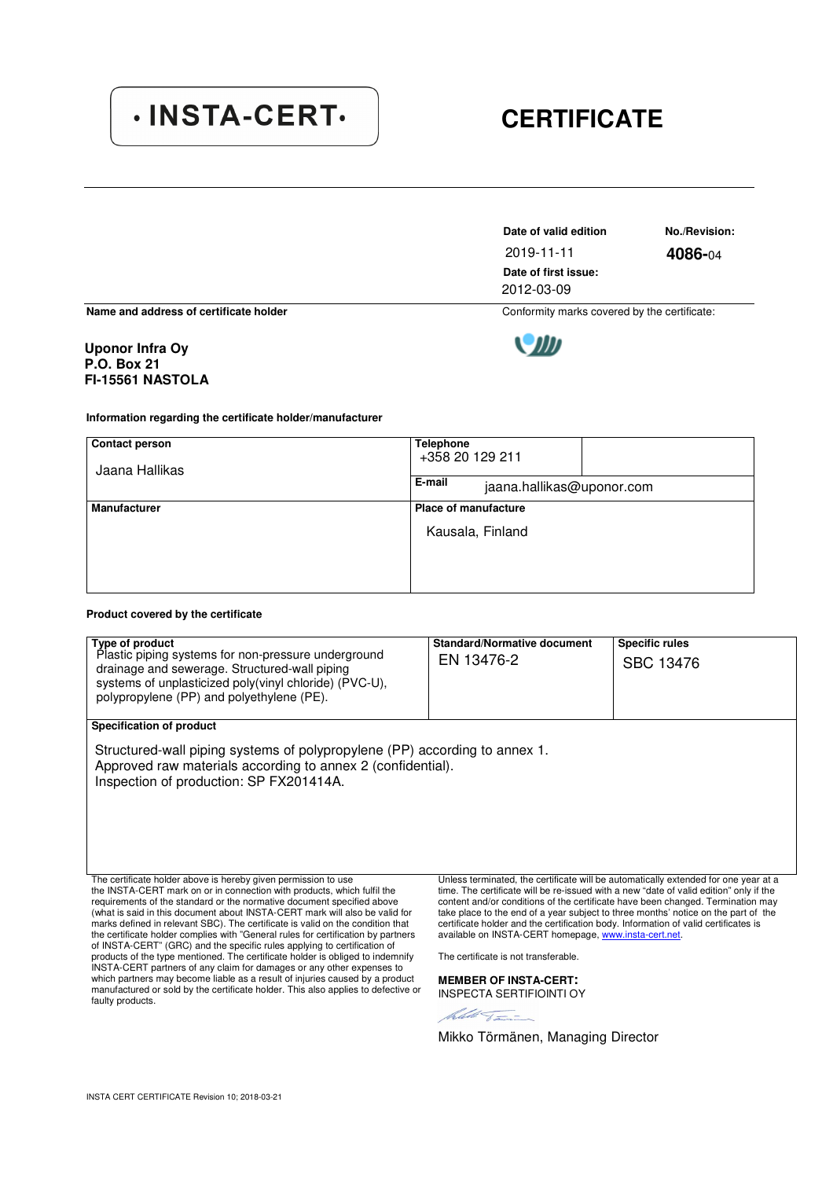# • INSTA-CERT•

# CERTIFICATE

| Date of valid edition | No./Revision: |
|---|---|
| 2019-11-11 | **4086-**04 |
| **Date of first issue:** | |
| 2012-03-09 | |

**Name and address of certificate holder**

Conformity marks covered by the certificate:

**Uponor Infra Oy**
**P.O. Box 21**
**FI-15561 NASTOLA**

**Information regarding the certificate holder/manufacturer**

| | | |
|---|---|---|
| **Contact person** Jaana Hallikas | **Telephone** +358 20 129 211 | |
| | **E-mail** jaana.hallikas@uponor.com | |
| **Manufacturer** | **Place of manufacture** Kausala, Finland | |

**Product covered by the certificate**

| Type of product | Standard/Normative document | Specific rules |
|---|---|---|
| Plastic piping systems for non-pressure underground drainage and sewerage. Structured-wall piping systems of unplasticized poly(vinyl chloride) (PVC-U), polypropylene (PP) and polyethylene (PE). | EN 13476-2 | SBC 13476 |

**Specification of product**

Structured-wall piping systems of polypropylene (PP) according to annex 1.
Approved raw materials according to annex 2 (confidential).
Inspection of production: SP FX201414A.

The certificate holder above is hereby given permission to use the INSTA-CERT mark on or in connection with products, which fulfil the requirements of the standard or the normative document specified above (what is said in this document about INSTA-CERT mark will also be valid for marks defined in relevant SBC). The certificate is valid on the condition that the certificate holder complies with "General rules for certification by partners of INSTA-CERT" (GRC) and the specific rules applying to certification of products of the type mentioned. The certificate holder is obliged to indemnify INSTA-CERT partners of any claim for damages or any other expenses to which partners may become liable as a result of injuries caused by a product manufactured or sold by the certificate holder. This also applies to defective or faulty products.

Unless terminated, the certificate will be automatically extended for one year at a time. The certificate will be re-issued with a new "date of valid edition" only if the content and/or conditions of the certificate have been changed. Termination may take place to the end of a year subject to three months' notice on the part of the certificate holder and the certification body. Information of valid certificates is available on INSTA-CERT homepage, www.insta-cert.net.

The certificate is not transferable.

**MEMBER OF INSTA-CERT:**
INSPECTA SERTIFIOINTI OY

Mikko Törmänen, Managing Director

INSTA CERT CERTIFICATE Revision 10; 2018-03-21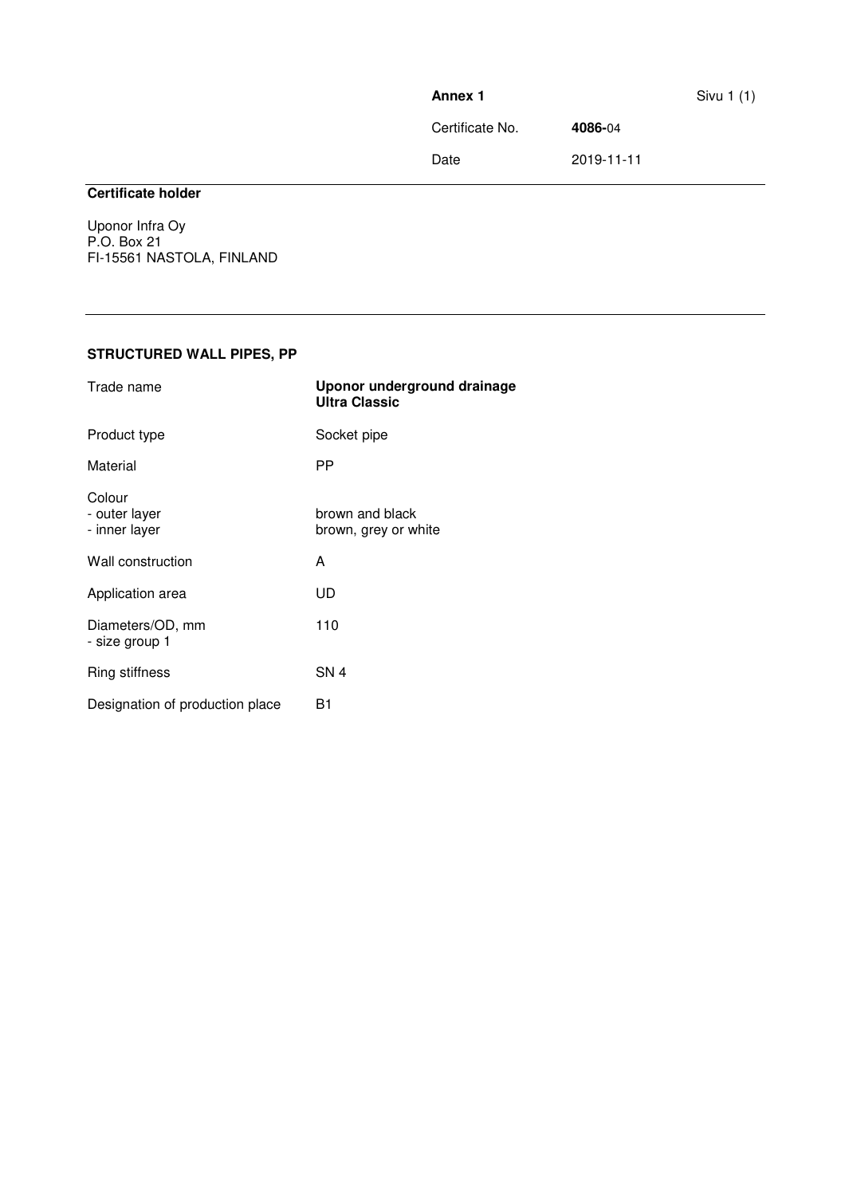**Annex 1**

Certificate No. **4086-**04

Date 2019-11-11

**Certificate holder**

Uponor Infra Oy
P.O. Box 21
FI-15561 NASTOLA, FINLAND

**STRUCTURED WALL PIPES, PP**

| | |
|---|---|
| Trade name | **Uponor underground drainage Ultra Classic** |
| Product type | Socket pipe |
| Material | PP |
| Colour<br>- outer layer<br>- inner layer | <br>brown and black<br>brown, grey or white |
| Wall construction | A |
| Application area | UD |
| Diameters/OD, mm<br>- size group 1 | 110 |
| Ring stiffness | SN 4 |
| Designation of production place | B1 |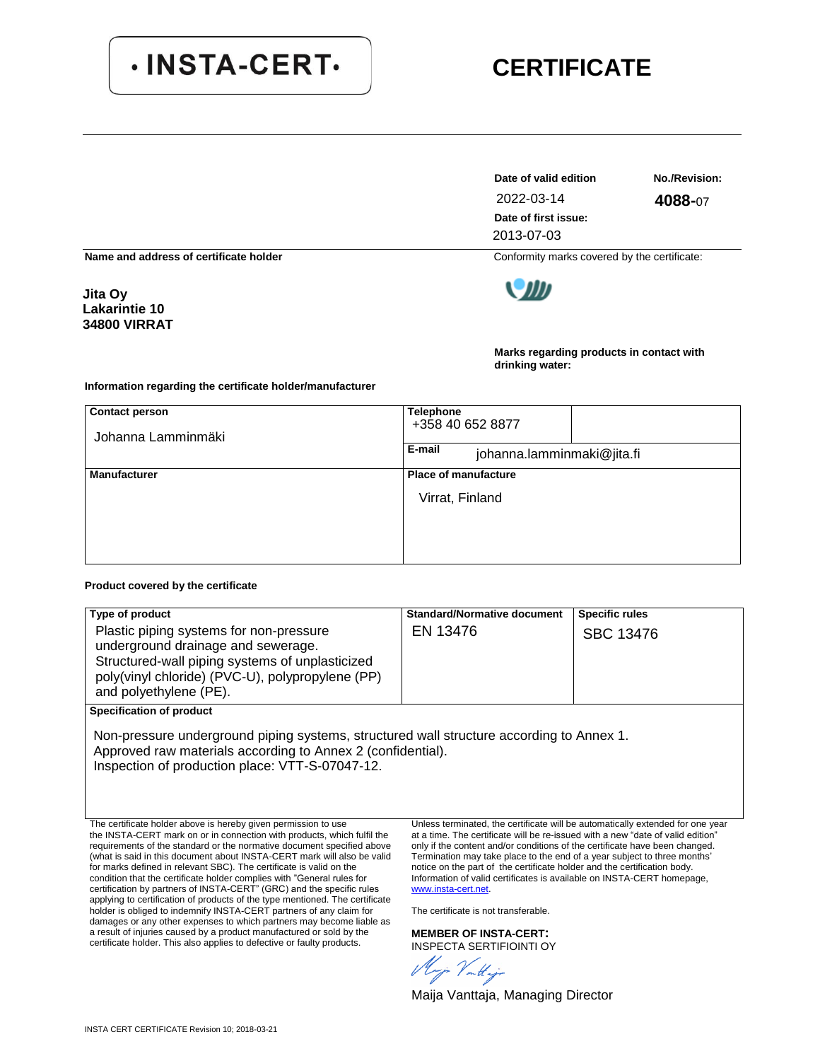**· INSTA-CERT·**

# CERTIFICATE

| Date of valid edition | No./Revision: |
|---|---|
| 2022-03-14 | **4088-**07 |
| **Date of first issue:** | |
| 2013-07-03 | |

**Name and address of certificate holder**

**Jita Oy**
**Lakarintie 10**
**34800 VIRRAT**

Conformity marks covered by the certificate:

**Marks regarding products in contact with drinking water:**

**Information regarding the certificate holder/manufacturer**

| Contact person | Telephone | |
|---|---|---|
| Johanna Lamminmäki | +358 40 652 8877 | |
| | **E-mail** johanna.lamminmaki@jita.fi | |
| **Manufacturer** | **Place of manufacture** | |
| | Virrat, Finland | |

**Product covered by the certificate**

| Type of product | Standard/Normative document | Specific rules |
|---|---|---|
| Plastic piping systems for non-pressure underground drainage and sewerage. Structured-wall piping systems of unplasticized poly(vinyl chloride) (PVC-U), polypropylene (PP) and polyethylene (PE). | EN 13476 | SBC 13476 |

**Specification of product**

Non-pressure underground piping systems, structured wall structure according to Annex 1.
Approved raw materials according to Annex 2 (confidential).
Inspection of production place: VTT-S-07047-12.

The certificate holder above is hereby given permission to use the INSTA-CERT mark on or in connection with products, which fulfil the requirements of the standard or the normative document specified above (what is said in this document about INSTA-CERT mark will also be valid for marks defined in relevant SBC). The certificate is valid on the condition that the certificate holder complies with "General rules for certification by partners of INSTA-CERT" (GRC) and the specific rules applying to certification of products of the type mentioned. The certificate holder is obliged to indemnify INSTA-CERT partners of any claim for damages or any other expenses to which partners may become liable as a result of injuries caused by a product manufactured or sold by the certificate holder. This also applies to defective or faulty products.

Unless terminated, the certificate will be automatically extended for one year at a time. The certificate will be re-issued with a new "date of valid edition" only if the content and/or conditions of the certificate have been changed. Termination may take place to the end of a year subject to three months' notice on the part of the certificate holder and the certification body. Information of valid certificates is available on INSTA-CERT homepage, www.insta-cert.net.

The certificate is not transferable.

**MEMBER OF INSTA-CERT:**
INSPECTA SERTIFIOINTI OY

Maija Vanttaja, Managing Director

INSTA CERT CERTIFICATE Revision 10; 2018-03-21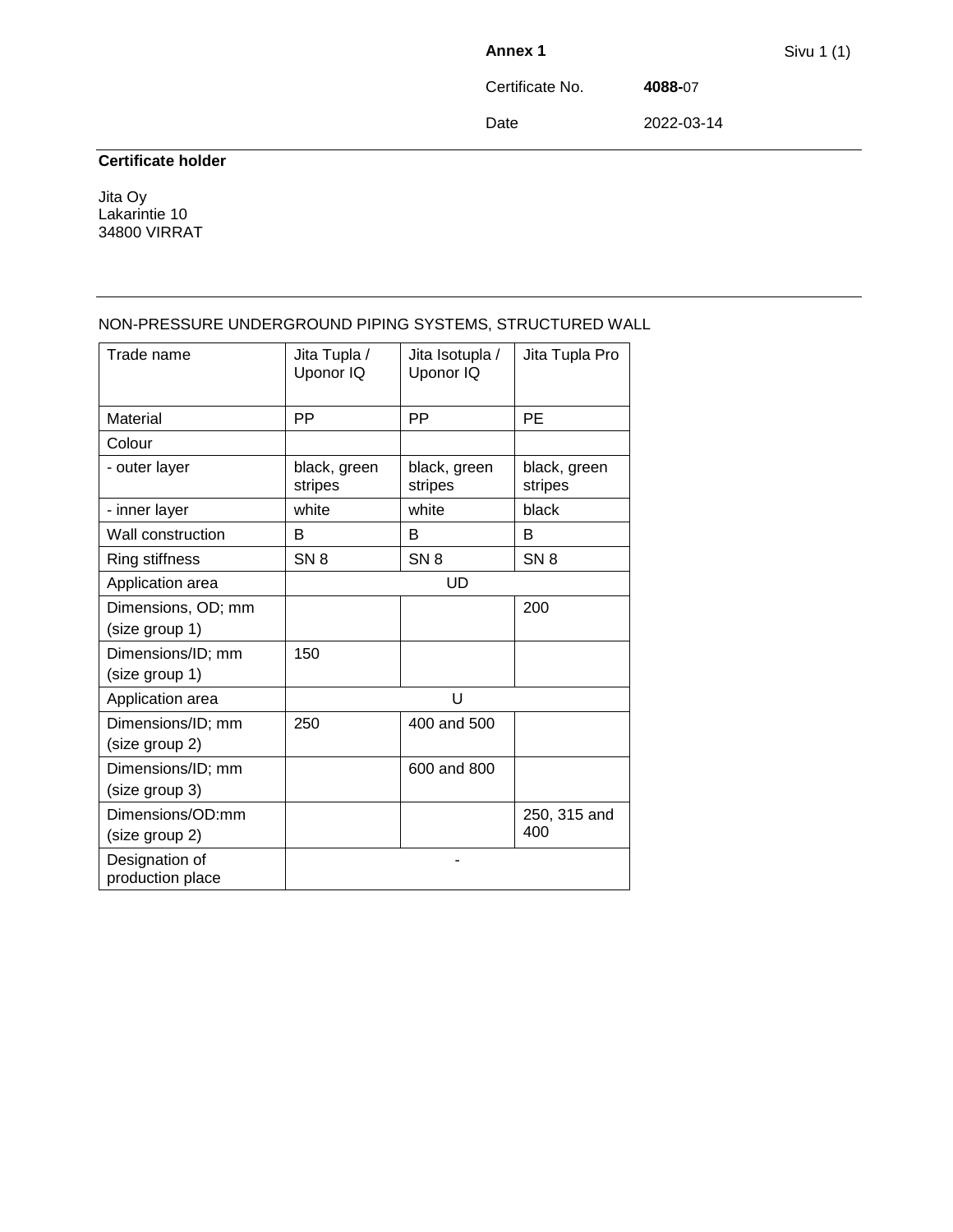**Annex 1**

Certificate No. **4088-**07

Date 2022-03-14

**Certificate holder**

Jita Oy
Lakarintie 10
34800 VIRRAT

NON-PRESSURE UNDERGROUND PIPING SYSTEMS, STRUCTURED WALL

| Trade name | Jita Tupla / Uponor IQ | Jita Isotupla / Uponor IQ | Jita Tupla Pro |
|---|---|---|---|
| Material | PP | PP | PE |
| Colour | | | |
| - outer layer | black, green stripes | black, green stripes | black, green stripes |
| - inner layer | white | white | black |
| Wall construction | B | B | B |
| Ring stiffness | SN 8 | SN 8 | SN 8 |
| Application area | UD | | |
| Dimensions, OD; mm (size group 1) | | | 200 |
| Dimensions/ID; mm (size group 1) | 150 | | |
| Application area | U | | |
| Dimensions/ID; mm (size group 2) | 250 | 400 and 500 | |
| Dimensions/ID; mm (size group 3) | | 600 and 800 | |
| Dimensions/OD:mm (size group 2) | | | 250, 315 and 400 |
| Designation of production place | - | | |